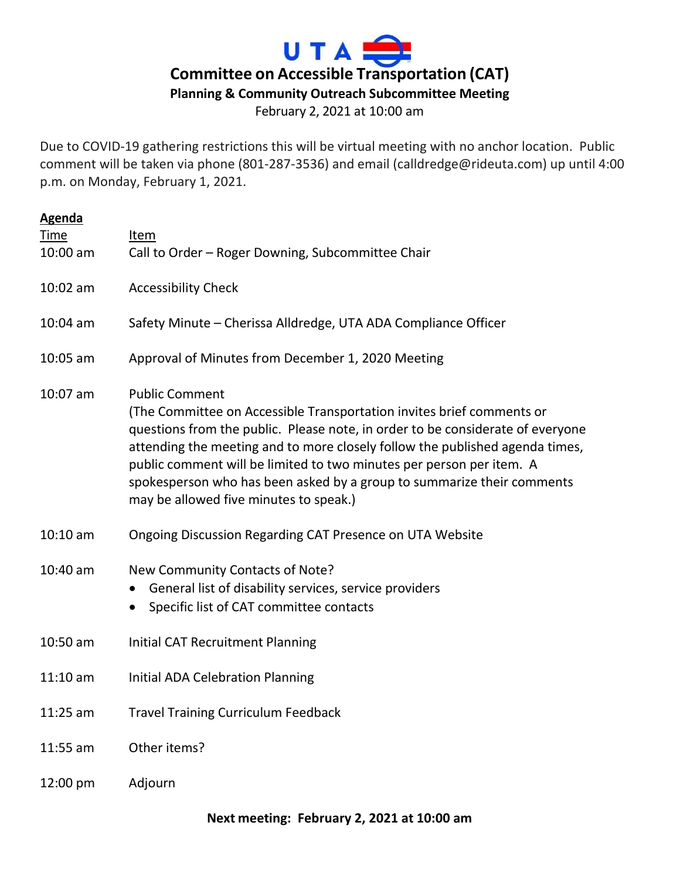# UTA

## Committee on Accessible Transportation (CAT)

### Planning & Community Outreach Subcommittee Meeting

February 2, 2021 at 10:00 am

Due to COVID-19 gathering restrictions this will be virtual meeting with no anchor location. Public comment will be taken via phone (801-287-3536) and email (calldredge@rideuta.com) up until 4:00 p.m. on Monday, February 1, 2021.

**Agenda**

| Time | Item |
|---|---|
| 10:00 am | Call to Order – Roger Downing, Subcommittee Chair |
| 10:02 am | Accessibility Check |
| 10:04 am | Safety Minute – Cherissa Alldredge, UTA ADA Compliance Officer |
| 10:05 am | Approval of Minutes from December 1, 2020 Meeting |
| 10:07 am | Public Comment<br>(The Committee on Accessible Transportation invites brief comments or questions from the public. Please note, in order to be considerate of everyone attending the meeting and to more closely follow the published agenda times, public comment will be limited to two minutes per person per item. A spokesperson who has been asked by a group to summarize their comments may be allowed five minutes to speak.) |
| 10:10 am | Ongoing Discussion Regarding CAT Presence on UTA Website |
| 10:40 am | New Community Contacts of Note?<br>• General list of disability services, service providers<br>• Specific list of CAT committee contacts |
| 10:50 am | Initial CAT Recruitment Planning |
| 11:10 am | Initial ADA Celebration Planning |
| 11:25 am | Travel Training Curriculum Feedback |
| 11:55 am | Other items? |
| 12:00 pm | Adjourn |

**Next meeting: February 2, 2021 at 10:00 am**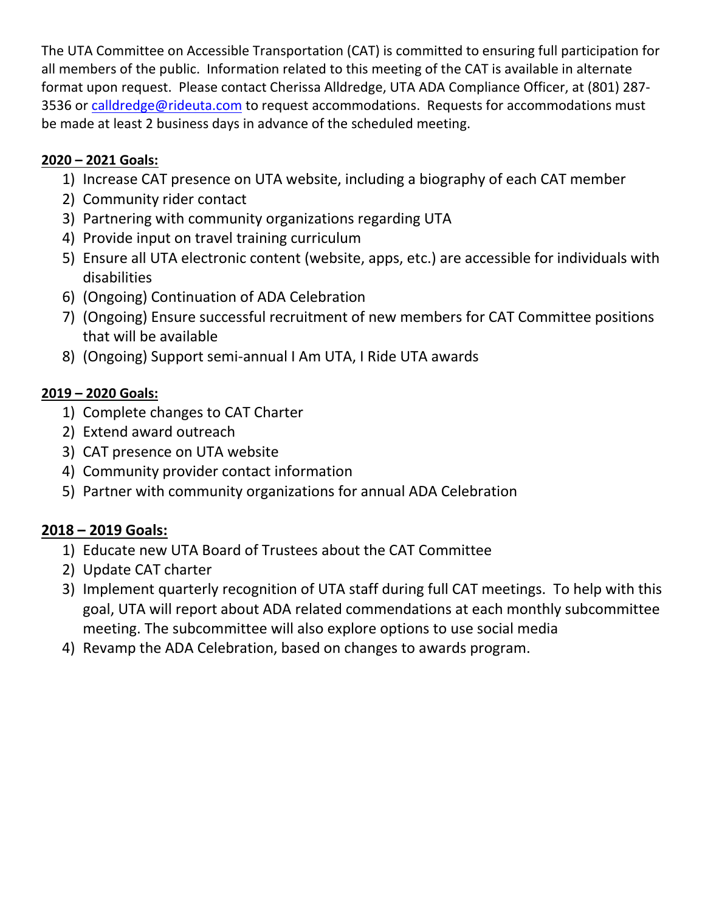The UTA Committee on Accessible Transportation (CAT) is committed to ensuring full participation for all members of the public. Information related to this meeting of the CAT is available in alternate format upon request. Please contact Cherissa Alldredge, UTA ADA Compliance Officer, at (801) 287-3536 or calldredge@rideuta.com to request accommodations. Requests for accommodations must be made at least 2 business days in advance of the scheduled meeting.

**2020 – 2021 Goals:**

1) Increase CAT presence on UTA website, including a biography of each CAT member
2) Community rider contact
3) Partnering with community organizations regarding UTA
4) Provide input on travel training curriculum
5) Ensure all UTA electronic content (website, apps, etc.) are accessible for individuals with disabilities
6) (Ongoing) Continuation of ADA Celebration
7) (Ongoing) Ensure successful recruitment of new members for CAT Committee positions that will be available
8) (Ongoing) Support semi-annual I Am UTA, I Ride UTA awards

**2019 – 2020 Goals:**

1) Complete changes to CAT Charter
2) Extend award outreach
3) CAT presence on UTA website
4) Community provider contact information
5) Partner with community organizations for annual ADA Celebration

**2018 – 2019 Goals:**

1) Educate new UTA Board of Trustees about the CAT Committee
2) Update CAT charter
3) Implement quarterly recognition of UTA staff during full CAT meetings. To help with this goal, UTA will report about ADA related commendations at each monthly subcommittee meeting. The subcommittee will also explore options to use social media
4) Revamp the ADA Celebration, based on changes to awards program.